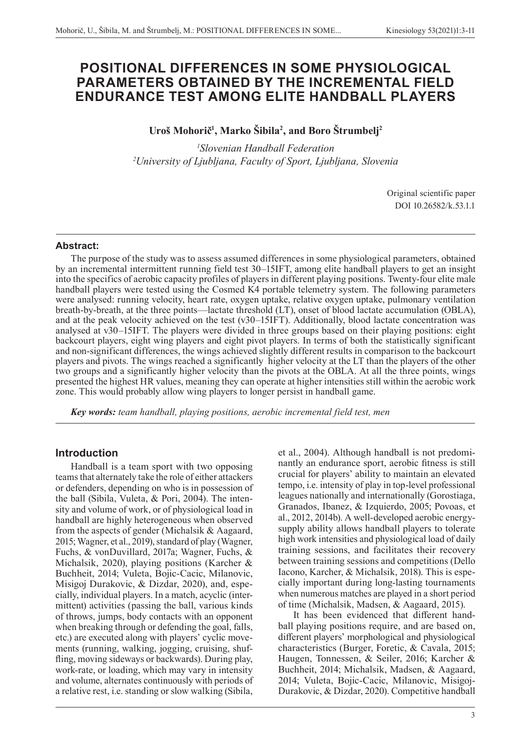# POSITIONAL DIFFERENCES IN SOME PHYSIOLOGICAL PARAMETERS OBTAINED BY THE INCREMENTAL FIELD ENDURANCE TEST AMONG ELITE HANDBALL PLAYERS

**Uroš Mohorič[1], Marko Šibila[2], and Boro Štrumbelj[2]**

*[1]Slovenian Handball Federation*
*[2]University of Ljubljana, Faculty of Sport, Ljubljana, Slovenia*

Original scientific paper
DOI 10.26582/k.53.1.1

### Abstract:

The purpose of the study was to assess assumed differences in some physiological parameters, obtained by an incremental intermittent running field test 30–15IFT, among elite handball players to get an insight into the specifics of aerobic capacity profiles of players in different playing positions. Twenty-four elite male handball players were tested using the Cosmed K4 portable telemetry system. The following parameters were analysed: running velocity, heart rate, oxygen uptake, relative oxygen uptake, pulmonary ventilation breath-by-breath, at the three points—lactate threshold (LT), onset of blood lactate accumulation (OBLA), and at the peak velocity achieved on the test (v30–15IFT). Additionally, blood lactate concentration was analysed at v30–15IFT. The players were divided in three groups based on their playing positions: eight backcourt players, eight wing players and eight pivot players. In terms of both the statistically significant and non-significant differences, the wings achieved slightly different results in comparison to the backcourt players and pivots. The wings reached a significantly higher velocity at the LT than the players of the other two groups and a significantly higher velocity than the pivots at the OBLA. At all the three points, wings presented the highest HR values, meaning they can operate at higher intensities still within the aerobic work zone. This would probably allow wing players to longer persist in handball game.

***Key words:*** *team handball, playing positions, aerobic incremental field test, men*

## Introduction

Handball is a team sport with two opposing teams that alternately take the role of either attackers or defenders, depending on who is in possession of the ball (Sibila, Vuleta, & Pori, 2004). The intensity and volume of work, or of physiological load in handball are highly heterogeneous when observed from the aspects of gender (Michalsik & Aagaard, 2015; Wagner, et al., 2019), standard of play (Wagner, Fuchs, & vonDuvillard, 2017a; Wagner, Fuchs, & Michalsik, 2020), playing positions (Karcher & Buchheit, 2014; Vuleta, Bojic-Cacic, Milanovic, Misigoj Durakovic, & Dizdar, 2020), and, especially, individual players. In a match, acyclic (intermittent) activities (passing the ball, various kinds of throws, jumps, body contacts with an opponent when breaking through or defending the goal, falls, etc.) are executed along with players' cyclic movements (running, walking, jogging, cruising, shuffling, moving sideways or backwards). During play, work-rate, or loading, which may vary in intensity and volume, alternates continuously with periods of a relative rest, i.e. standing or slow walking (Sibila, et al., 2004). Although handball is not predominantly an endurance sport, aerobic fitness is still crucial for players' ability to maintain an elevated tempo, i.e. intensity of play in top-level professional leagues nationally and internationally (Gorostiaga, Granados, Ibanez, & Izquierdo, 2005; Povoas, et al., 2012, 2014b). A well-developed aerobic energy-supply ability allows handball players to tolerate high work intensities and physiological load of daily training sessions, and facilitates their recovery between training sessions and competitions (Dello Iacono, Karcher, & Michalsik, 2018). This is especially important during long-lasting tournaments when numerous matches are played in a short period of time (Michalsik, Madsen, & Aagaard, 2015).

It has been evidenced that different handball playing positions require, and are based on, different players' morphological and physiological characteristics (Burger, Foretic, & Cavala, 2015; Haugen, Tonnessen, & Seiler, 2016; Karcher & Buchheit, 2014; Michalsik, Madsen, & Aagaard, 2014; Vuleta, Bojic-Cacic, Milanovic, Misigoj-Durakovic, & Dizdar, 2020). Competitive handball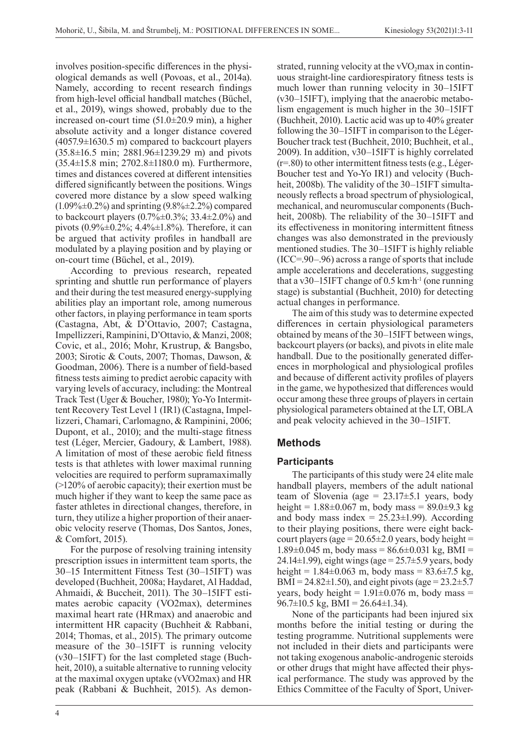involves position-specific differences in the physiological demands as well (Povoas, et al., 2014a). Namely, according to recent research findings from high-level official handball matches (Büchel, et al., 2019), wings showed, probably due to the increased on-court time (51.0±20.9 min), a higher absolute activity and a longer distance covered (4057.9±1630.5 m) compared to backcourt players (35.8±16.5 min; 2881.96±1239.29 m) and pivots (35.4±15.8 min; 2702.8±1180.0 m). Furthermore, times and distances covered at different intensities differed significantly between the positions. Wings covered more distance by a slow speed walking (1.09%±0.2%) and sprinting (9.8%±2.2%) compared to backcourt players (0.7%±0.3%; 33.4±2.0%) and pivots (0.9%±0.2%; 4.4%±1.8%). Therefore, it can be argued that activity profiles in handball are modulated by a playing position and by playing or on-court time (Büchel, et al., 2019).

According to previous research, repeated sprinting and shuttle run performance of players and their during the test measured energy-supplying abilities play an important role, among numerous other factors, in playing performance in team sports (Castagna, Abt, & D'Ottavio, 2007; Castagna, Impellizzeri, Rampinini, D'Ottavio, & Manzi, 2008; Covic, et al., 2016; Mohr, Krustrup, & Bangsbo, 2003; Sirotic & Couts, 2007; Thomas, Dawson, & Goodman, 2006). There is a number of field-based fitness tests aiming to predict aerobic capacity with varying levels of accuracy, including: the Montreal Track Test (Uger & Boucher, 1980); Yo-Yo Intermittent Recovery Test Level 1 (IR1) (Castagna, Impellizzeri, Chamari, Carlomagno, & Rampinini, 2006; Dupont, et al., 2010); and the multi-stage fitness test (Léger, Mercier, Gadoury, & Lambert, 1988). A limitation of most of these aerobic field fitness tests is that athletes with lower maximal running velocities are required to perform supramaximally (>120% of aerobic capacity); their exertion must be much higher if they want to keep the same pace as faster athletes in directional changes, therefore, in turn, they utilize a higher proportion of their anaerobic velocity reserve (Thomas, Dos Santos, Jones, & Comfort, 2015).

For the purpose of resolving training intensity prescription issues in intermittent team sports, the 30–15 Intermittent Fitness Test (30–15IFT) was developed (Buchheit, 2008a; Haydaret, Al Haddad, Ahmaidi, & Buccheit, 2011). The 30–15IFT estimates aerobic capacity (VO2max), determines maximal heart rate (HRmax) and anaerobic and intermittent HR capacity (Buchheit & Rabbani, 2014; Thomas, et al., 2015). The primary outcome measure of the 30–15IFT is running velocity (v30–15IFT) for the last completed stage (Buchheit, 2010), a suitable alternative to running velocity at the maximal oxygen uptake (vVO2max) and HR peak (Rabbani & Buchheit, 2015). As demonstrated, running velocity at the $vVO_2$max in continuous straight-line cardiorespiratory fitness tests is much lower than running velocity in 30–15IFT (v30–15IFT), implying that the anaerobic metabolism engagement is much higher in the 30–15IFT (Buchheit, 2010). Lactic acid was up to 40% greater following the 30–15IFT in comparison to the Léger-Boucher track test (Buchheit, 2010; Buchheit, et al., 2009). In addition, v30–15IFT is highly correlated (r=.80) to other intermittent fitness tests (e.g., Léger-Boucher test and Yo-Yo IR1) and velocity (Buchheit, 2008b). The validity of the 30–15IFT simultaneously reflects a broad spectrum of physiological, mechanical, and neuromuscular components (Buchheit, 2008b). The reliability of the 30–15IFT and its effectiveness in monitoring intermittent fitness changes was also demonstrated in the previously mentioned studies. The 30–15IFT is highly reliable (ICC=.90–.96) across a range of sports that include ample accelerations and decelerations, suggesting that a v30–15IFT change of 0.5 km·h$^{-1}$ (one running stage) is substantial (Buchheit, 2010) for detecting actual changes in performance.

The aim of this study was to determine expected differences in certain physiological parameters obtained by means of the 30–15IFT between wings, backcourt players (or backs), and pivots in elite male handball. Due to the positionally generated differences in morphological and physiological profiles and because of different activity profiles of players in the game, we hypothesized that differences would occur among these three groups of players in certain physiological parameters obtained at the LT, OBLA and peak velocity achieved in the 30–15IFT.

## Methods

### Participants

The participants of this study were 24 elite male handball players, members of the adult national team of Slovenia (age = 23.17±5.1 years, body height = 1.88±0.067 m, body mass = 89.0±9.3 kg and body mass index = 25.23±1.99). According to their playing positions, there were eight backcourt players (age = 20.65±2.0 years, body height = 1.89±0.045 m, body mass = 86.6±0.031 kg, BMI = 24.14±1.99), eight wings (age = 25.7±5.9 years, body height = 1.84±0.063 m, body mass = 83.6±7.5 kg, BMI = 24.82±1.50), and eight pivots (age = 23.2±5.7 years, body height = 1.91±0.076 m, body mass = 96.7±10.5 kg, BMI = 26.64±1.34).

None of the participants had been injured six months before the initial testing or during the testing programme. Nutritional supplements were not included in their diets and participants were not taking exogenous anabolic-androgenic steroids or other drugs that might have affected their physical performance. The study was approved by the Ethics Committee of the Faculty of Sport, Univer-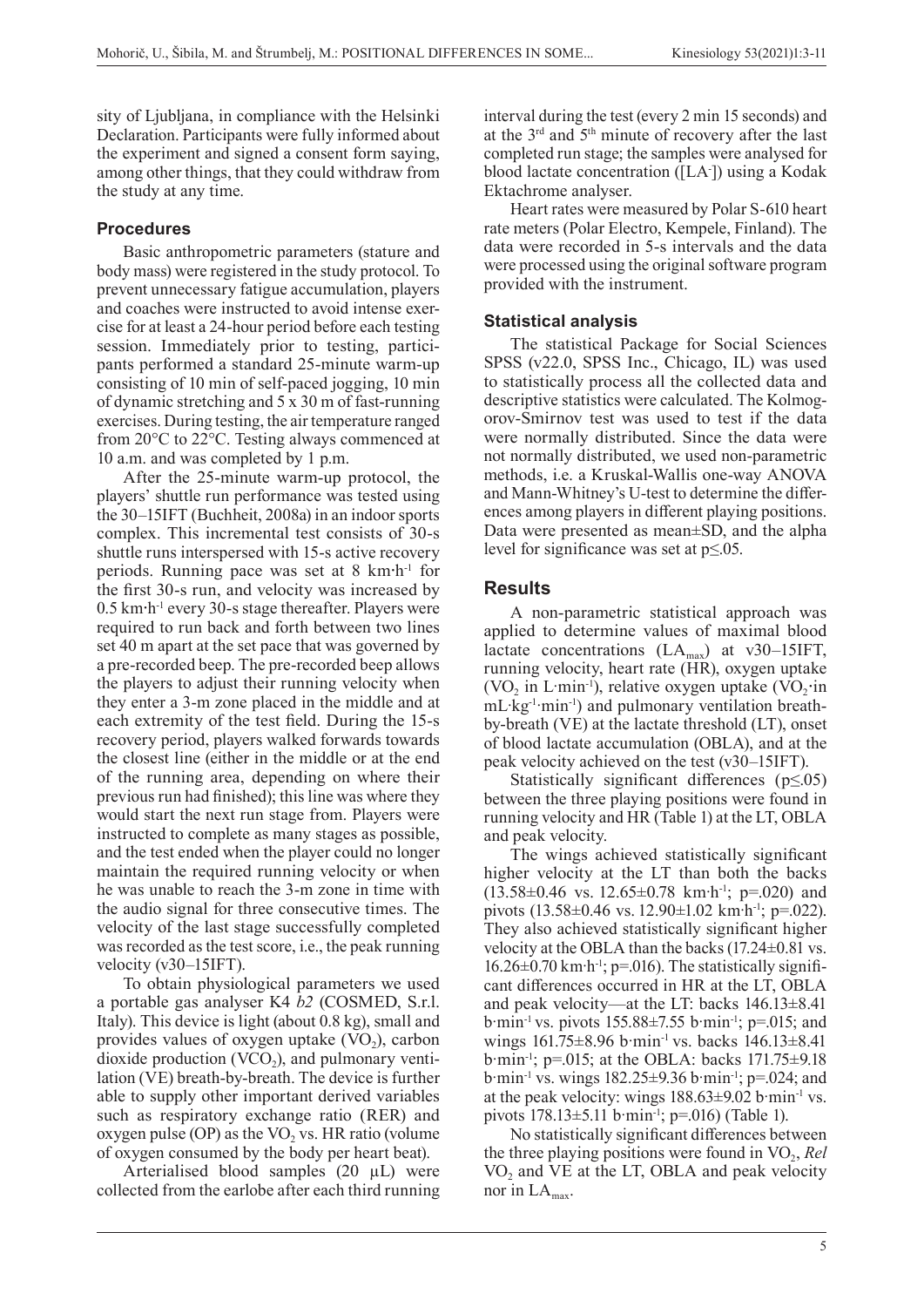sity of Ljubljana, in compliance with the Helsinki Declaration. Participants were fully informed about the experiment and signed a consent form saying, among other things, that they could withdraw from the study at any time.

### Procedures

Basic anthropometric parameters (stature and body mass) were registered in the study protocol. To prevent unnecessary fatigue accumulation, players and coaches were instructed to avoid intense exercise for at least a 24-hour period before each testing session. Immediately prior to testing, participants performed a standard 25-minute warm-up consisting of 10 min of self-paced jogging, 10 min of dynamic stretching and 5 x 30 m of fast-running exercises. During testing, the air temperature ranged from 20°C to 22°C. Testing always commenced at 10 a.m. and was completed by 1 p.m.

After the 25-minute warm-up protocol, the players' shuttle run performance was tested using the 30–15IFT (Buchheit, 2008a) in an indoor sports complex. This incremental test consists of 30-s shuttle runs interspersed with 15-s active recovery periods. Running pace was set at 8 km·h$^{-1}$ for the first 30-s run, and velocity was increased by 0.5 km·h$^{-1}$ every 30-s stage thereafter. Players were required to run back and forth between two lines set 40 m apart at the set pace that was governed by a pre-recorded beep. The pre-recorded beep allows the players to adjust their running velocity when they enter a 3-m zone placed in the middle and at each extremity of the test field. During the 15-s recovery period, players walked forwards towards the closest line (either in the middle or at the end of the running area, depending on where their previous run had finished); this line was where they would start the next run stage from. Players were instructed to complete as many stages as possible, and the test ended when the player could no longer maintain the required running velocity or when he was unable to reach the 3-m zone in time with the audio signal for three consecutive times. The velocity of the last stage successfully completed was recorded as the test score, i.e., the peak running velocity (v30–15IFT).

To obtain physiological parameters we used a portable gas analyser K4 *b2* (COSMED, S.r.l. Italy). This device is light (about 0.8 kg), small and provides values of oxygen uptake ($VO_2$), carbon dioxide production ($VCO_2$), and pulmonary ventilation (VE) breath-by-breath. The device is further able to supply other important derived variables such as respiratory exchange ratio (RER) and oxygen pulse (OP) as the $VO_2$ vs. HR ratio (volume of oxygen consumed by the body per heart beat).

Arterialised blood samples (20 µL) were collected from the earlobe after each third running interval during the test (every 2 min 15 seconds) and at the 3$^{rd}$ and 5$^{th}$ minute of recovery after the last completed run stage; the samples were analysed for blood lactate concentration ([LA$^-$]) using a Kodak Ektachrome analyser.

Heart rates were measured by Polar S-610 heart rate meters (Polar Electro, Kempele, Finland). The data were recorded in 5-s intervals and the data were processed using the original software program provided with the instrument.

### Statistical analysis

The statistical Package for Social Sciences SPSS (v22.0, SPSS Inc., Chicago, IL) was used to statistically process all the collected data and descriptive statistics were calculated. The Kolmogorov-Smirnov test was used to test if the data were normally distributed. Since the data were not normally distributed, we used non-parametric methods, i.e. a Kruskal-Wallis one-way ANOVA and Mann-Whitney's U-test to determine the differences among players in different playing positions. Data were presented as mean±SD, and the alpha level for significance was set at $p \leq .05$.

## Results

A non-parametric statistical approach was applied to determine values of maximal blood lactate concentrations ($LA_{max}$) at v30–15IFT, running velocity, heart rate (HR), oxygen uptake ($VO_2$ in L·min$^{-1}$), relative oxygen uptake ($VO_2$·in mL·kg$^{-1}$·min$^{-1}$) and pulmonary ventilation breath-by-breath (VE) at the lactate threshold (LT), onset of blood lactate accumulation (OBLA), and at the peak velocity achieved on the test (v30–15IFT).

Statistically significant differences ($p \leq .05$) between the three playing positions were found in running velocity and HR (Table 1) at the LT, OBLA and peak velocity.

The wings achieved statistically significant higher velocity at the LT than both the backs (13.58±0.46 vs. 12.65±0.78 km·h$^{-1}$; p=.020) and pivots (13.58±0.46 vs. 12.90±1.02 km·h$^{-1}$; p=.022). They also achieved statistically significant higher velocity at the OBLA than the backs (17.24±0.81 vs. 16.26±0.70 km·h$^{-1}$; p=.016). The statistically significant differences occurred in HR at the LT, OBLA and peak velocity—at the LT: backs 146.13±8.41 b·min$^{-1}$ vs. pivots 155.88±7.55 b·min$^{-1}$; p=.015; and wings 161.75±8.96 b·min$^{-1}$ vs. backs 146.13±8.41 b·min$^{-1}$; p=.015; at the OBLA: backs 171.75±9.18 b·min$^{-1}$ vs. wings 182.25±9.36 b·min$^{-1}$; p=.024; and at the peak velocity: wings 188.63±9.02 b·min$^{-1}$ vs. pivots 178.13±5.11 b·min$^{-1}$; p=.016) (Table 1).

No statistically significant differences between the three playing positions were found in $VO_2$, *Rel* $VO_2$ and VE at the LT, OBLA and peak velocity nor in $LA_{max}$.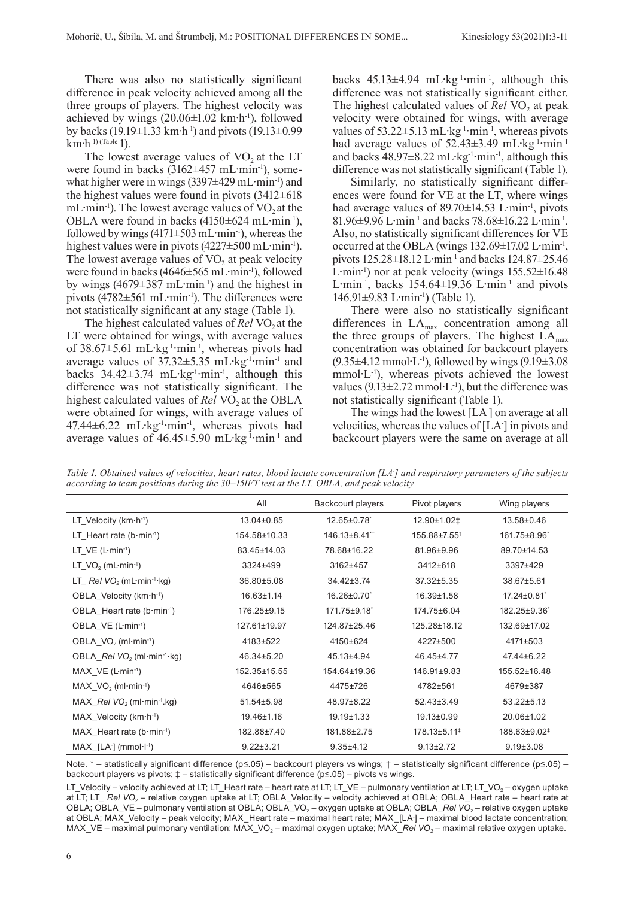There was also no statistically significant difference in peak velocity achieved among all the three groups of players. The highest velocity was achieved by wings (20.06±1.02 km·h$^{-1}$), followed by backs (19.19±1.33 km·h$^{-1}$) and pivots (19.13±0.99 km·h$^{-1}$) (Table 1).

The lowest average values of $VO_2$ at the LT were found in backs (3162±457 mL·min$^{-1}$), somewhat higher were in wings (3397±429 mL·min$^{-1}$) and the highest values were found in pivots (3412±618 mL·min$^{-1}$). The lowest average values of $VO_2$ at the OBLA were found in backs (4150±624 mL·min$^{-1}$), followed by wings (4171±503 mL·min$^{-1}$), whereas the highest values were in pivots (4227±500 mL·min$^{-1}$). The lowest average values of $VO_2$ at peak velocity were found in backs (4646±565 mL·min$^{-1}$), followed by wings (4679±387 mL·min$^{-1}$) and the highest in pivots (4782±561 mL·min$^{-1}$). The differences were not statistically significant at any stage (Table 1).

The highest calculated values of *Rel* $VO_2$ at the LT were obtained for wings, with average values of 38.67±5.61 mL·kg$^{-1}$·min$^{-1}$, whereas pivots had average values of 37.32±5.35 mL·kg$^{-1}$·min$^{-1}$ and backs 34.42±3.74 mL·kg$^{-1}$·min$^{-1}$, although this difference was not statistically significant. The highest calculated values of *Rel* $VO_2$ at the OBLA were obtained for wings, with average values of 47.44±6.22 mL·kg$^{-1}$·min$^{-1}$, whereas pivots had average values of 46.45±5.90 mL·kg$^{-1}$·min$^{-1}$ and backs 45.13±4.94 mL·kg$^{-1}$·min$^{-1}$, although this difference was not statistically significant either. The highest calculated values of *Rel* $VO_2$ at peak velocity were obtained for wings, with average values of 53.22±5.13 mL·kg$^{-1}$·min$^{-1}$, whereas pivots had average values of 52.43±3.49 mL·kg$^{-1}$·min$^{-1}$ and backs 48.97±8.22 mL·kg$^{-1}$·min$^{-1}$, although this difference was not statistically significant (Table 1).

Similarly, no statistically significant differences were found for VE at the LT, where wings had average values of 89.70±14.53 L·min$^{-1}$, pivots 81.96±9.96 L·min$^{-1}$ and backs 78.68±16.22 L·min$^{-1}$. Also, no statistically significant differences for VE occurred at the OBLA (wings 132.69±17.02 L·min$^{-1}$, pivots 125.28±18.12 L·min$^{-1}$ and backs 124.87±25.46 L·min$^{-1}$) nor at peak velocity (wings 155.52±16.48 L·min$^{-1}$, backs 154.64±19.36 L·min$^{-1}$ and pivots 146.91±9.83 L·min$^{-1}$) (Table 1).

There were also no statistically significant differences in $LA_{max}$ concentration among all the three groups of players. The highest $LA_{max}$ concentration was obtained for backcourt players (9.35±4.12 mmol·L$^{-1}$), followed by wings (9.19±3.08 mmol·L$^{-1}$), whereas pivots achieved the lowest values (9.13±2.72 mmol·L$^{-1}$), but the difference was not statistically significant (Table 1).

The wings had the lowest [$LA^-$] on average at all velocities, whereas the values of [$LA^-$] in pivots and backcourt players were the same on average at all

*Table 1. Obtained values of velocities, heart rates, blood lactate concentration [$LA^-$] and respiratory parameters of the subjects according to team positions during the 30–15IFT test at the LT, OBLA, and peak velocity*

| | All | Backcourt players | Pivot players | Wing players |
|---|---|---|---|---|
| LT_Velocity (km·h$^{-1}$) | 13.04±0.85 | 12.65±0.78* | 12.90±1.02‡ | 13.58±0.46 |
| LT_Heart rate (b·min$^{-1}$) | 154.58±10.33 | 146.13±8.41*† | 155.88±7.55† | 161.75±8.96* |
| LT_VE (L·min$^{-1}$) | 83.45±14.03 | 78.68±16.22 | 81.96±9.96 | 89.70±14.53 |
| LT_$VO_2$ (mL·min$^{-1}$) | 3324±499 | 3162±457 | 3412±618 | 3397±429 |
| LT_ *Rel* $VO_2$ (mL·min$^{-1}$·kg) | 36.80±5.08 | 34.42±3.74 | 37.32±5.35 | 38.67±5.61 |
| OBLA_Velocity (km·h$^{-1}$) | 16.63±1.14 | 16.26±0.70* | 16.39±1.58 | 17.24±0.81* |
| OBLA_Heart rate (b·min$^{-1}$) | 176.25±9.15 | 171.75±9.18* | 174.75±6.04 | 182.25±9.36* |
| OBLA_VE (L·min$^{-1}$) | 127.61±19.97 | 124.87±25.46 | 125.28±18.12 | 132.69±17.02 |
| OBLA_$VO_2$ (ml·min$^{-1}$) | 4183±522 | 4150±624 | 4227±500 | 4171±503 |
| OBLA_*Rel* $VO_2$ (ml·min$^{-1}$·kg) | 46.34±5.20 | 45.13±4.94 | 46.45±4.77 | 47.44±6.22 |
| MAX_VE (L·min$^{-1}$) | 152.35±15.55 | 154.64±19.36 | 146.91±9.83 | 155.52±16.48 |
| MAX_$VO_2$ (ml·min$^{-1}$) | 4646±565 | 4475±726 | 4782±561 | 4679±387 |
| MAX_*Rel* $VO_2$ (ml·min$^{-1}$.kg) | 51.54±5.98 | 48.97±8.22 | 52.43±3.49 | 53.22±5.13 |
| MAX_Velocity (km·h$^{-1}$) | 19.46±1.16 | 19.19±1.33 | 19.13±0.99 | 20.06±1.02 |
| MAX_Heart rate (b·min$^{-1}$) | 182.88±7.40 | 181.88±2.75 | 178.13±5.11‡ | 188.63±9.02‡ |
| MAX_[$LA^-$] (mmol·l$^{-1}$) | 9.22±3.21 | 9.35±4.12 | 9.13±2.72 | 9.19±3.08 |

Note. * – statistically significant difference (p≤.05) – backcourt players vs wings; † – statistically significant difference (p≤.05) – backcourt players vs pivots; ‡ – statistically significant difference (p≤.05) – pivots vs wings.

LT_Velocity – velocity achieved at LT; LT_Heart rate – heart rate at LT; LT_VE – pulmonary ventilation at LT; LT_$VO_2$ – oxygen uptake at LT; LT_ *Rel* $VO_2$ – relative oxygen uptake at LT; OBLA_Velocity – velocity achieved at OBLA; OBLA_Heart rate – heart rate at OBLA; OBLA_VE – pulmonary ventilation at OBLA; OBLA_$VO_2$ – oxygen uptake at OBLA; OBLA_*Rel* $VO_2$ – relative oxygen uptake at OBLA; MAX_Velocity – peak velocity; MAX_Heart rate – maximal heart rate; MAX_[$LA^-$] – maximal blood lactate concentration; MAX_VE – maximal pulmonary ventilation; MAX_$VO_2$ – maximal oxygen uptake; MAX_*Rel* $VO_2$ – maximal relative oxygen uptake.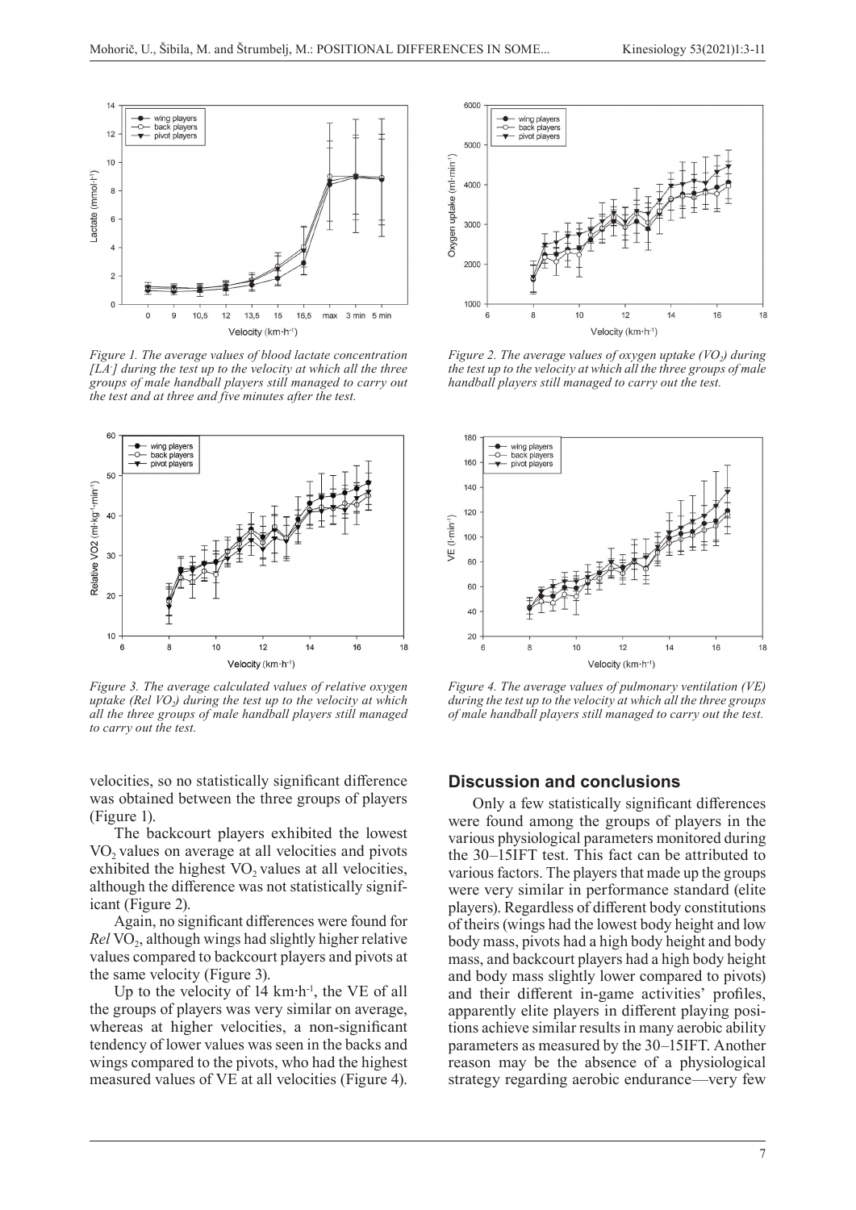Figure 1. The average values of blood lactate concentration $[LA^-]$ during the test up to the velocity at which all the three groups of male handball players still managed to carry out the test and at three and five minutes after the test.

Figure 2. The average values of oxygen uptake ($VO_2$) during the test up to the velocity at which all the three groups of male handball players still managed to carry out the test.

Figure 3. The average calculated values of relative oxygen uptake (Rel $VO_2$) during the test up to the velocity at which all the three groups of male handball players still managed to carry out the test.

Figure 4. The average values of pulmonary ventilation (VE) during the test up to the velocity at which all the three groups of male handball players still managed to carry out the test.

velocities, so no statistically significant difference was obtained between the three groups of players (Figure 1).

The backcourt players exhibited the lowest $VO_2$ values on average at all velocities and pivots exhibited the highest $VO_2$ values at all velocities, although the difference was not statistically significant (Figure 2).

Again, no significant differences were found for *Rel* $VO_2$, although wings had slightly higher relative values compared to backcourt players and pivots at the same velocity (Figure 3).

Up to the velocity of 14 $km \cdot h^{-1}$, the VE of all the groups of players was very similar on average, whereas at higher velocities, a non-significant tendency of lower values was seen in the backs and wings compared to the pivots, who had the highest measured values of VE at all velocities (Figure 4).

## Discussion and conclusions

Only a few statistically significant differences were found among the groups of players in the various physiological parameters monitored during the 30–15IFT test. This fact can be attributed to various factors. The players that made up the groups were very similar in performance standard (elite players). Regardless of different body constitutions of theirs (wings had the lowest body height and low body mass, pivots had a high body height and body mass, and backcourt players had a high body height and body mass slightly lower compared to pivots) and their different in-game activities' profiles, apparently elite players in different playing positions achieve similar results in many aerobic ability parameters as measured by the 30–15IFT. Another reason may be the absence of a physiological strategy regarding aerobic endurance—very few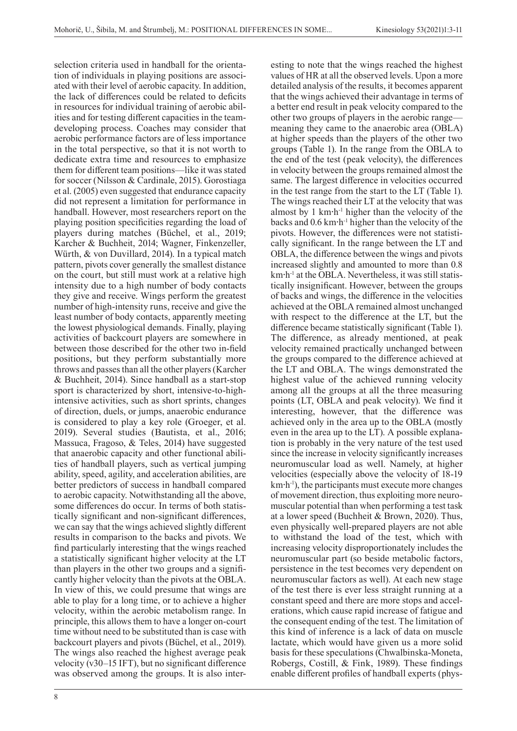selection criteria used in handball for the orientation of individuals in playing positions are associated with their level of aerobic capacity. In addition, the lack of differences could be related to deficits in resources for individual training of aerobic abilities and for testing different capacities in the team-developing process. Coaches may consider that aerobic performance factors are of less importance in the total perspective, so that it is not worth to dedicate extra time and resources to emphasize them for different team positions—like it was stated for soccer (Nilsson & Cardinale, 2015). Gorostiaga et al. (2005) even suggested that endurance capacity did not represent a limitation for performance in handball. However, most researchers report on the playing position specificities regarding the load of players during matches (Büchel, et al., 2019; Karcher & Buchheit, 2014; Wagner, Finkenzeller, Würth, & von Duvillard, 2014). In a typical match pattern, pivots cover generally the smallest distance on the court, but still must work at a relative high intensity due to a high number of body contacts they give and receive. Wings perform the greatest number of high-intensity runs, receive and give the least number of body contacts, apparently meeting the lowest physiological demands. Finally, playing activities of backcourt players are somewhere in between those described for the other two in-field positions, but they perform substantially more throws and passes than all the other players (Karcher & Buchheit, 2014). Since handball as a start-stop sport is characterized by short, intensive-to-high-intensive activities, such as short sprints, changes of direction, duels, or jumps, anaerobic endurance is considered to play a key role (Groeger, et al. 2019). Several studies (Bautista, et al., 2016; Massuca, Fragoso, & Teles, 2014) have suggested that anaerobic capacity and other functional abilities of handball players, such as vertical jumping ability, speed, agility, and acceleration abilities, are better predictors of success in handball compared to aerobic capacity. Notwithstanding all the above, some differences do occur. In terms of both statistically significant and non-significant differences, we can say that the wings achieved slightly different results in comparison to the backs and pivots. We find particularly interesting that the wings reached a statistically significant higher velocity at the LT than players in the other two groups and a significantly higher velocity than the pivots at the OBLA. In view of this, we could presume that wings are able to play for a long time, or to achieve a higher velocity, within the aerobic metabolism range. In principle, this allows them to have a longer on-court time without need to be substituted than is case with backcourt players and pivots (Büchel, et al., 2019). The wings also reached the highest average peak velocity (v30–15 IFT), but no significant difference was observed among the groups. It is also interesting to note that the wings reached the highest values of HR at all the observed levels. Upon a more detailed analysis of the results, it becomes apparent that the wings achieved their advantage in terms of a better end result in peak velocity compared to the other two groups of players in the aerobic range—meaning they came to the anaerobic area (OBLA) at higher speeds than the players of the other two groups (Table 1). In the range from the OBLA to the end of the test (peak velocity), the differences in velocity between the groups remained almost the same. The largest difference in velocities occurred in the test range from the start to the LT (Table 1). The wings reached their LT at the velocity that was almost by 1 km·h$^{-1}$ higher than the velocity of the backs and 0.6 km·h$^{-1}$ higher than the velocity of the pivots. However, the differences were not statistically significant. In the range between the LT and OBLA, the difference between the wings and pivots increased slightly and amounted to more than 0.8 km·h$^{-1}$ at the OBLA. Nevertheless, it was still statistically insignificant. However, between the groups of backs and wings, the difference in the velocities achieved at the OBLA remained almost unchanged with respect to the difference at the LT, but the difference became statistically significant (Table 1). The difference, as already mentioned, at peak velocity remained practically unchanged between the groups compared to the difference achieved at the LT and OBLA. The wings demonstrated the highest value of the achieved running velocity among all the groups at all the three measuring points (LT, OBLA and peak velocity). We find it interesting, however, that the difference was achieved only in the area up to the OBLA (mostly even in the area up to the LT). A possible explanation is probably in the very nature of the test used since the increase in velocity significantly increases neuromuscular load as well. Namely, at higher velocities (especially above the velocity of 18-19 km·h$^{-1}$), the participants must execute more changes of movement direction, thus exploiting more neuromuscular potential than when performing a test task at a lower speed (Buchheit & Brown, 2020). Thus, even physically well-prepared players are not able to withstand the load of the test, which with increasing velocity disproportionately includes the neuromuscular part (so beside metabolic factors, persistence in the test becomes very dependent on neuromuscular factors as well). At each new stage of the test there is ever less straight running at a constant speed and there are more stops and accelerations, which cause rapid increase of fatigue and the consequent ending of the test. The limitation of this kind of inference is a lack of data on muscle lactate, which would have given us a more solid basis for these speculations (Chwalbinska-Moneta, Robergs, Costill, & Fink, 1989). These findings enable different profiles of handball experts (phys-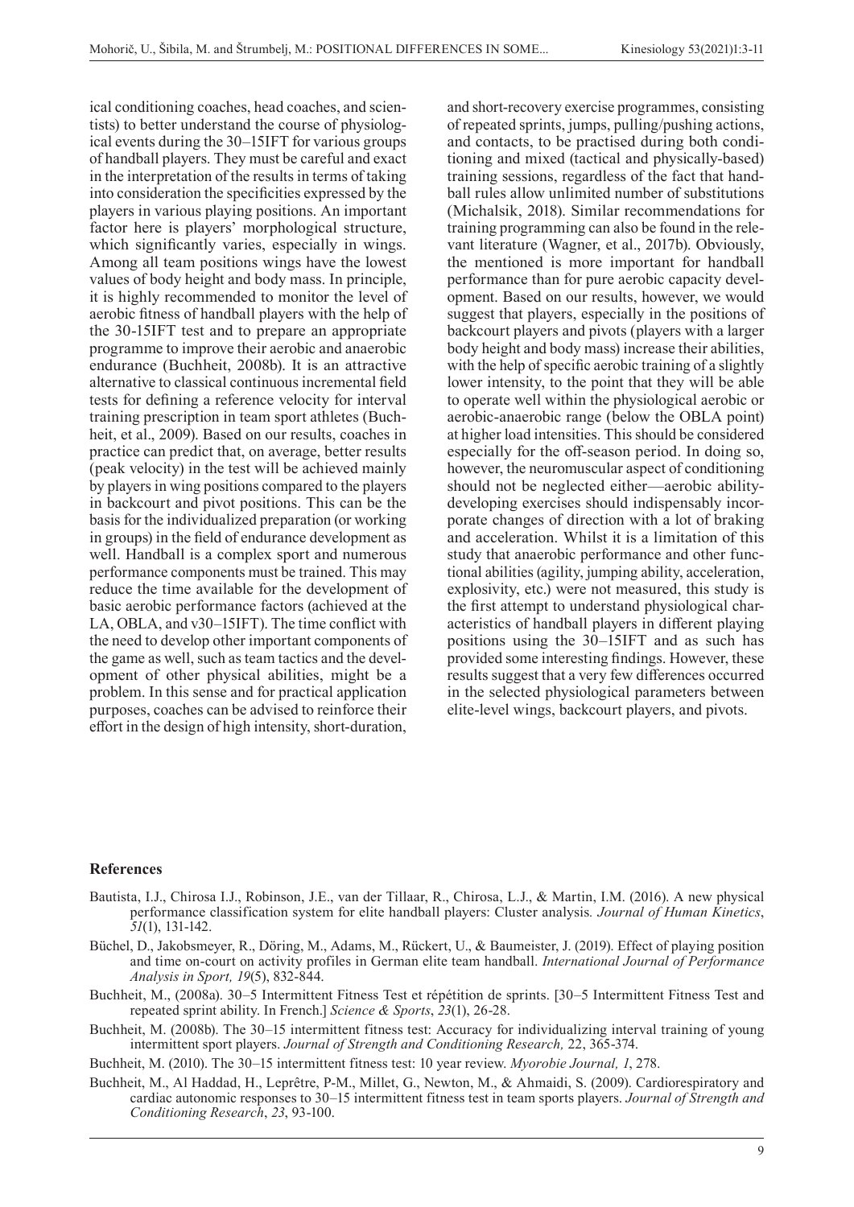ical conditioning coaches, head coaches, and scientists) to better understand the course of physiological events during the 30–15IFT for various groups of handball players. They must be careful and exact in the interpretation of the results in terms of taking into consideration the specificities expressed by the players in various playing positions. An important factor here is players' morphological structure, which significantly varies, especially in wings. Among all team positions wings have the lowest values of body height and body mass. In principle, it is highly recommended to monitor the level of aerobic fitness of handball players with the help of the 30-15IFT test and to prepare an appropriate programme to improve their aerobic and anaerobic endurance (Buchheit, 2008b). It is an attractive alternative to classical continuous incremental field tests for defining a reference velocity for interval training prescription in team sport athletes (Buchheit, et al., 2009). Based on our results, coaches in practice can predict that, on average, better results (peak velocity) in the test will be achieved mainly by players in wing positions compared to the players in backcourt and pivot positions. This can be the basis for the individualized preparation (or working in groups) in the field of endurance development as well. Handball is a complex sport and numerous performance components must be trained. This may reduce the time available for the development of basic aerobic performance factors (achieved at the LA, OBLA, and v30–15IFT). The time conflict with the need to develop other important components of the game as well, such as team tactics and the development of other physical abilities, might be a problem. In this sense and for practical application purposes, coaches can be advised to reinforce their effort in the design of high intensity, short-duration, and short-recovery exercise programmes, consisting of repeated sprints, jumps, pulling/pushing actions, and contacts, to be practised during both conditioning and mixed (tactical and physically-based) training sessions, regardless of the fact that handball rules allow unlimited number of substitutions (Michalsik, 2018). Similar recommendations for training programming can also be found in the relevant literature (Wagner, et al., 2017b). Obviously, the mentioned is more important for handball performance than for pure aerobic capacity development. Based on our results, however, we would suggest that players, especially in the positions of backcourt players and pivots (players with a larger body height and body mass) increase their abilities, with the help of specific aerobic training of a slightly lower intensity, to the point that they will be able to operate well within the physiological aerobic or aerobic-anaerobic range (below the OBLA point) at higher load intensities. This should be considered especially for the off-season period. In doing so, however, the neuromuscular aspect of conditioning should not be neglected either—aerobic ability-developing exercises should indispensably incorporate changes of direction with a lot of braking and acceleration. Whilst it is a limitation of this study that anaerobic performance and other functional abilities (agility, jumping ability, acceleration, explosivity, etc.) were not measured, this study is the first attempt to understand physiological characteristics of handball players in different playing positions using the 30–15IFT and as such has provided some interesting findings. However, these results suggest that a very few differences occurred in the selected physiological parameters between elite-level wings, backcourt players, and pivots.

## References

Bautista, I.J., Chirosa I.J., Robinson, J.E., van der Tillaar, R., Chirosa, L.J., & Martin, I.M. (2016). A new physical performance classification system for elite handball players: Cluster analysis. *Journal of Human Kinetics*, *51*(1), 131-142.

Büchel, D., Jakobsmeyer, R., Döring, M., Adams, M., Rückert, U., & Baumeister, J. (2019). Effect of playing position and time on-court on activity profiles in German elite team handball. *International Journal of Performance Analysis in Sport, 19*(5), 832-844.

Buchheit, M., (2008a). 30–5 Intermittent Fitness Test et répétition de sprints. [30–5 Intermittent Fitness Test and repeated sprint ability. In French.] *Science & Sports*, *23*(1), 26-28.

Buchheit, M. (2008b). The 30–15 intermittent fitness test: Accuracy for individualizing interval training of young intermittent sport players. *Journal of Strength and Conditioning Research,* 22, 365-374.

Buchheit, M. (2010). The 30–15 intermittent fitness test: 10 year review. *Myorobie Journal, 1*, 278.

Buchheit, M., Al Haddad, H., Leprêtre, P-M., Millet, G., Newton, M., & Ahmaidi, S. (2009). Cardiorespiratory and cardiac autonomic responses to 30–15 intermittent fitness test in team sports players. *Journal of Strength and Conditioning Research*, *23*, 93-100.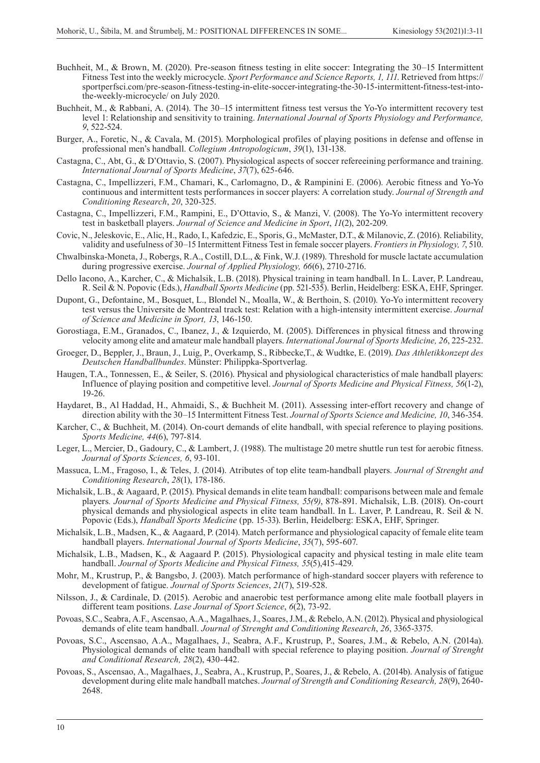Buchheit, M., & Brown, M. (2020). Pre-season fitness testing in elite soccer: Integrating the 30–15 Intermittent Fitness Test into the weekly microcycle. *Sport Performance and Science Reports, 1, 111*. Retrieved from https://sportperfsci.com/pre-season-fitness-testing-in-elite-soccer-integrating-the-30-15-intermittent-fitness-test-into-the-weekly-microcycle/ on July 2020.

Buchheit, M., & Rabbani, A. (2014). The 30–15 intermittent fitness test versus the Yo-Yo intermittent recovery test level 1: Relationship and sensitivity to training. *International Journal of Sports Physiology and Performance, 9*, 522-524.

Burger, A., Foretic, N., & Cavala, M. (2015). Morphological profiles of playing positions in defense and offense in professional men's handball. *Collegium Antropologicum*, *39*(1), 131-138.

Castagna, C., Abt, G., & D'Ottavio, S. (2007). Physiological aspects of soccer refereeining performance and training. *International Journal of Sports Medicine*, *37*(7), 625-646.

Castagna, C., Impellizzeri, F.M., Chamari, K., Carlomagno, D., & Rampinini E. (2006). Aerobic fitness and Yo-Yo continuous and intermittent tests performances in soccer players: A correlation study. *Journal of Strength and Conditioning Research*, *20*, 320-325.

Castagna, C., Impellizzeri, F.M., Rampini, E., D'Ottavio, S., & Manzi, V. (2008). The Yo-Yo intermittent recovery test in basketball players. *Journal of Science and Medicine in Sport*, *11*(2), 202-209.

Covic, N., Jeleskovic, E., Alic, H., Rado, I., Kafedzic, E., Sporis, G., McMaster, D.T., & Milanovic, Z. (2016). Reliability, validity and usefulness of 30–15 Intermittent Fitness Test in female soccer players. *Frontiers in Physiology, 7*, 510.

Chwalbinska-Moneta, J., Robergs, R.A., Costill, D.L., & Fink, W.J. (1989). Threshold for muscle lactate accumulation during progressive exercise. *Journal of Applied Physiology, 66*(6), 2710-2716.

Dello Iacono, A., Karcher, C., & Michalsik, L.B. (2018). Physical training in team handball. In L. Laver, P. Landreau, R. Seil & N. Popovic (Eds.), *Handball Sports Medicine* (pp. 521-535). Berlin, Heidelberg: ESKA, EHF, Springer.

Dupont, G., Defontaine, M., Bosquet, L., Blondel N., Moalla, W., & Berthoin, S. (2010). Yo-Yo intermittent recovery test versus the Universite de Montreal track test: Relation with a high-intensity intermittent exercise. *Journal of Science and Medicine in Sport, 13*, 146-150.

Gorostiaga, E.M., Granados, C., Ibanez, J., & Izquierdo, M. (2005). Differences in physical fitness and throwing velocity among elite and amateur male handball players. *International Journal of Sports Medicine, 26*, 225-232.

Groeger, D., Beppler, J., Braun, J., Luig, P., Overkamp, S., Ribbecke,T., & Wudtke, E. (2019). *Das Athletikkonzept des Deutschen Handballbundes*. Münster: Philippka-Sportverlag.

Haugen, T.A., Tonnessen, E., & Seiler, S. (2016). Physical and physiological characteristics of male handball players: Influence of playing position and competitive level. *Journal of Sports Medicine and Physical Fitness, 56*(1-2), 19-26.

Haydaret, B., Al Haddad, H., Ahmaidi, S., & Buchheit M. (2011). Assessing inter-effort recovery and change of direction ability with the 30–15 Intermittent Fitness Test. *Journal of Sports Science and Medicine, 10*, 346-354.

Karcher, C., & Buchheit, M. (2014). On-court demands of elite handball, with special reference to playing positions. *Sports Medicine, 44*(6), 797-814.

Leger, L., Mercier, D., Gadoury, C., & Lambert, J. (1988). The multistage 20 metre shuttle run test for aerobic fitness. *Journal of Sports Sciences, 6*, 93-101.

Massuca, L.M., Fragoso, I., & Teles, J. (2014). Atributes of top elite team-handball players. *Journal of Strenght and Conditioning Research*, *28*(1), 178-186.

Michalsik, L.B., & Aagaard, P. (2015). Physical demands in elite team handball: comparisons between male and female players. *Journal of Sports Medicine and Physical Fitness, 55(9)*, 878-891. Michalsik, L.B. (2018). On-court physical demands and physiological aspects in elite team handball. In L. Laver, P. Landreau, R. Seil & N. Popovic (Eds.), *Handball Sports Medicine* (pp. 15-33). Berlin, Heidelberg: ESKA, EHF, Springer.

Michalsik, L.B., Madsen, K., & Aagaard, P. (2014). Match performance and physiological capacity of female elite team handball players. *International Journal of Sports Medicine*, *35*(7), 595-607.

Michalsik, L.B., Madsen, K., & Aagaard P. (2015). Physiological capacity and physical testing in male elite team handball. *Journal of Sports Medicine and Physical Fitness, 55*(5),415-429.

Mohr, M., Krustrup, P., & Bangsbo, J. (2003). Match performance of high-standard soccer players with reference to development of fatigue. *Journal of Sports Sciences*, *21*(7), 519-528.

Nilsson, J., & Cardinale, D. (2015). Aerobic and anaerobic test performance among elite male football players in different team positions. *Lase Journal of Sport Science*, *6*(2), 73-92.

Povoas, S.C., Seabra, A.F., Ascensao, A.A., Magalhaes, J., Soares, J.M., & Rebelo, A.N. (2012). Physical and physiological demands of elite team handball. *Journal of Strenght and Conditioning Research*, *26*, 3365-3375.

Povoas, S.C., Ascensao, A.A., Magalhaes, J., Seabra, A.F., Krustrup, P., Soares, J.M., & Rebelo, A.N. (2014a). Physiological demands of elite team handball with special reference to playing position. *Journal of Strenght and Conditional Research, 28*(2), 430-442.

Povoas, S., Ascensao, A., Magalhaes, J., Seabra, A., Krustrup, P., Soares, J., & Rebelo, A. (2014b). Analysis of fatigue development during elite male handball matches. *Journal of Strength and Conditioning Research, 28*(9), 2640-2648.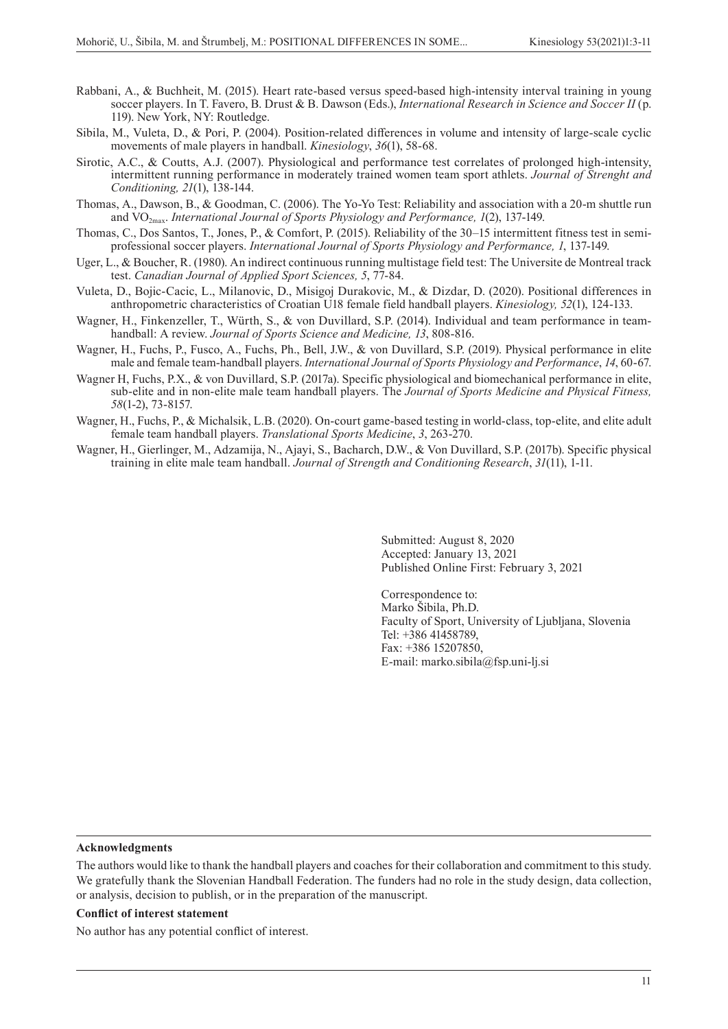Rabbani, A., & Buchheit, M. (2015). Heart rate-based versus speed-based high-intensity interval training in young soccer players. In T. Favero, B. Drust & B. Dawson (Eds.), *International Research in Science and Soccer II* (p. 119). New York, NY: Routledge.

Sibila, M., Vuleta, D., & Pori, P. (2004). Position-related differences in volume and intensity of large-scale cyclic movements of male players in handball. *Kinesiology*, *36*(1), 58-68.

Sirotic, A.C., & Coutts, A.J. (2007). Physiological and performance test correlates of prolonged high-intensity, intermittent running performance in moderately trained women team sport athletes. *Journal of Strenght and Conditioning, 21*(1), 138-144.

Thomas, A., Dawson, B., & Goodman, C. (2006). The Yo-Yo Test: Reliability and association with a 20-m shuttle run and $VO_{2max}$. *International Journal of Sports Physiology and Performance, 1*(2), 137-149.

Thomas, C., Dos Santos, T., Jones, P., & Comfort, P. (2015). Reliability of the 30–15 intermittent fitness test in semi-professional soccer players. *International Journal of Sports Physiology and Performance, 1*, 137-149.

Uger, L., & Boucher, R. (1980). An indirect continuous running multistage field test: The Universite de Montreal track test. *Canadian Journal of Applied Sport Sciences, 5*, 77-84.

Vuleta, D., Bojic-Cacic, L., Milanovic, D., Misigoj Durakovic, M., & Dizdar, D. (2020). Positional differences in anthropometric characteristics of Croatian U18 female field handball players. *Kinesiology, 52*(1), 124-133.

Wagner, H., Finkenzeller, T., Würth, S., & von Duvillard, S.P. (2014). Individual and team performance in team-handball: A review. *Journal of Sports Science and Medicine, 13*, 808-816.

Wagner, H., Fuchs, P., Fusco, A., Fuchs, Ph., Bell, J.W., & von Duvillard, S.P. (2019). Physical performance in elite male and female team-handball players. *International Journal of Sports Physiology and Performance*, *14*, 60-67.

Wagner H, Fuchs, P.X., & von Duvillard, S.P. (2017a). Specific physiological and biomechanical performance in elite, sub-elite and in non-elite male team handball players. The *Journal of Sports Medicine and Physical Fitness, 58*(1-2), 73-8157.

Wagner, H., Fuchs, P., & Michalsik, L.B. (2020). On-court game-based testing in world-class, top-elite, and elite adult female team handball players. *Translational Sports Medicine*, *3*, 263-270.

Wagner, H., Gierlinger, M., Adzamija, N., Ajayi, S., Bacharch, D.W., & Von Duvillard, S.P. (2017b). Specific physical training in elite male team handball. *Journal of Strength and Conditioning Research*, *31*(11), 1-11.

Submitted: August 8, 2020
Accepted: January 13, 2021
Published Online First: February 3, 2021

Correspondence to:
Marko Šibila, Ph.D.
Faculty of Sport, University of Ljubljana, Slovenia
Tel: +386 41458789,
Fax: +386 15207850,
E-mail: marko.sibila@fsp.uni-lj.si

**Acknowledgments**

The authors would like to thank the handball players and coaches for their collaboration and commitment to this study. We gratefully thank the Slovenian Handball Federation. The funders had no role in the study design, data collection, or analysis, decision to publish, or in the preparation of the manuscript.

**Conflict of interest statement**

No author has any potential conflict of interest.